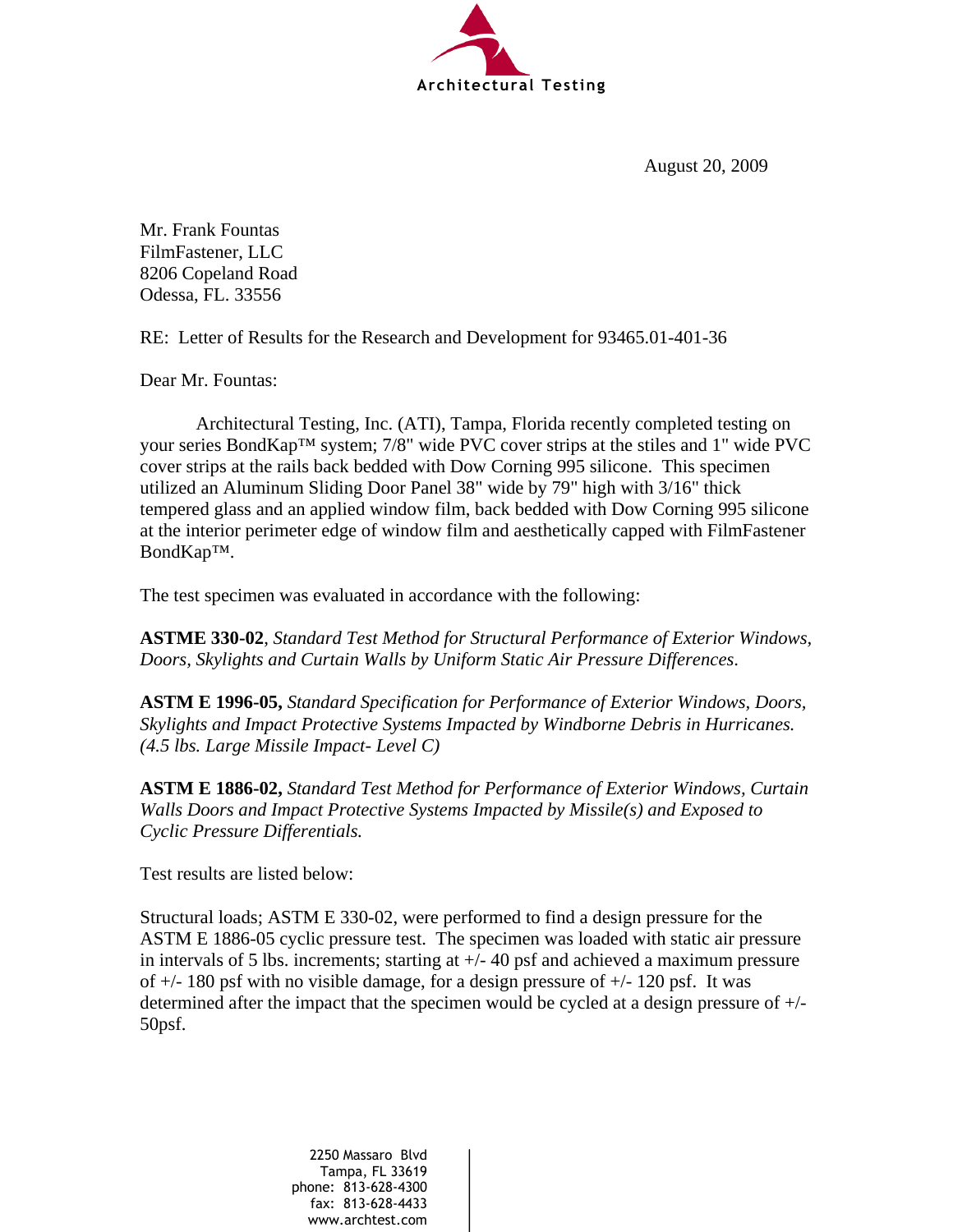Architectural Testing

August 20, 2009

Mr. Frank Fountas
FilmFastener, LLC
8206 Copeland Road
Odessa, FL. 33556

RE: Letter of Results for the Research and Development for 93465.01-401-36

Dear Mr. Fountas:

Architectural Testing, Inc. (ATI), Tampa, Florida recently completed testing on your series BondKap™ system; 7/8" wide PVC cover strips at the stiles and 1" wide PVC cover strips at the rails back bedded with Dow Corning 995 silicone. This specimen utilized an Aluminum Sliding Door Panel 38" wide by 79" high with 3/16" thick tempered glass and an applied window film, back bedded with Dow Corning 995 silicone at the interior perimeter edge of window film and aesthetically capped with FilmFastener BondKap™.

The test specimen was evaluated in accordance with the following:

**ASTME 330-02**, *Standard Test Method for Structural Performance of Exterior Windows, Doors, Skylights and Curtain Walls by Uniform Static Air Pressure Differences.*

**ASTM E 1996-05,** *Standard Specification for Performance of Exterior Windows, Doors, Skylights and Impact Protective Systems Impacted by Windborne Debris in Hurricanes. (4.5 lbs. Large Missile Impact- Level C)*

**ASTM E 1886-02,** *Standard Test Method for Performance of Exterior Windows, Curtain Walls Doors and Impact Protective Systems Impacted by Missile(s) and Exposed to Cyclic Pressure Differentials.*

Test results are listed below:

Structural loads; ASTM E 330-02, were performed to find a design pressure for the ASTM E 1886-05 cyclic pressure test. The specimen was loaded with static air pressure in intervals of 5 lbs. increments; starting at +/- 40 psf and achieved a maximum pressure of +/- 180 psf with no visible damage, for a design pressure of +/- 120 psf. It was determined after the impact that the specimen would be cycled at a design pressure of +/- 50psf.

2250 Massaro Blvd
Tampa, FL 33619
phone: 813-628-4300
fax: 813-628-4433
www.archtest.com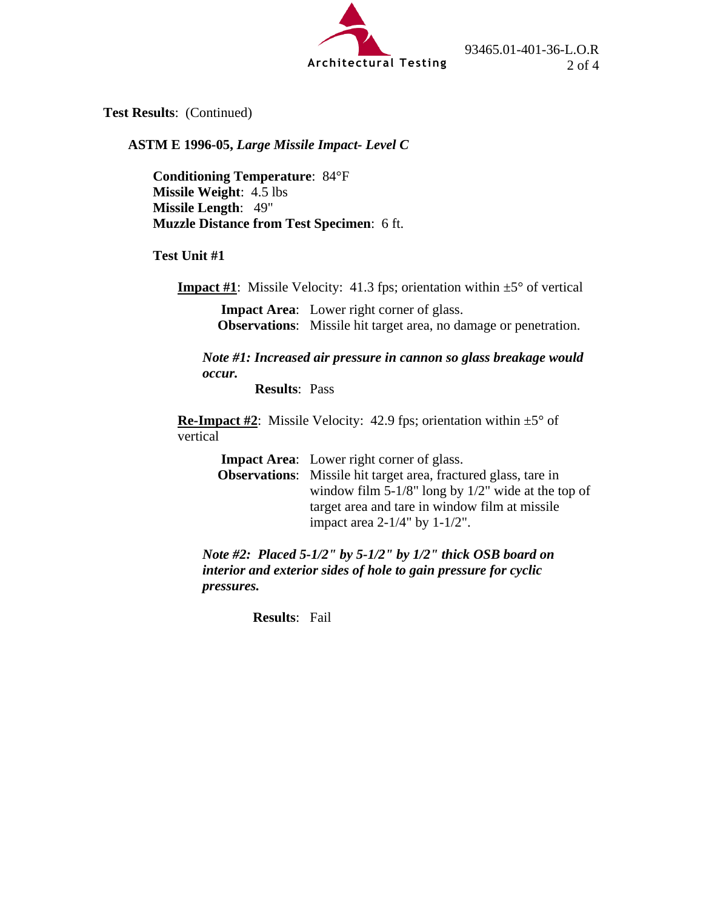**Test Results**: (Continued)

**ASTM E 1996-05,** ***Large Missile Impact- Level C***

**Conditioning Temperature**: 84°F
**Missile Weight**: 4.5 lbs
**Missile Length**: 49"
**Muzzle Distance from Test Specimen**: 6 ft.

**Test Unit #1**

**<u>Impact #1</u>**: Missile Velocity: 41.3 fps; orientation within ±5° of vertical

**Impact Area**: Lower right corner of glass.
**Observations**: Missile hit target area, no damage or penetration.

***Note #1: Increased air pressure in cannon so glass breakage would occur.***

**Results**: Pass

**<u>Re-Impact #2</u>**: Missile Velocity: 42.9 fps; orientation within ±5° of vertical

**Impact Area**: Lower right corner of glass.
**Observations**: Missile hit target area, fractured glass, tare in window film 5-1/8" long by 1/2" wide at the top of target area and tare in window film at missile impact area 2-1/4" by 1-1/2".

***Note #2: Placed 5-1/2" by 5-1/2" by 1/2" thick OSB board on interior and exterior sides of hole to gain pressure for cyclic pressures.***

**Results**: Fail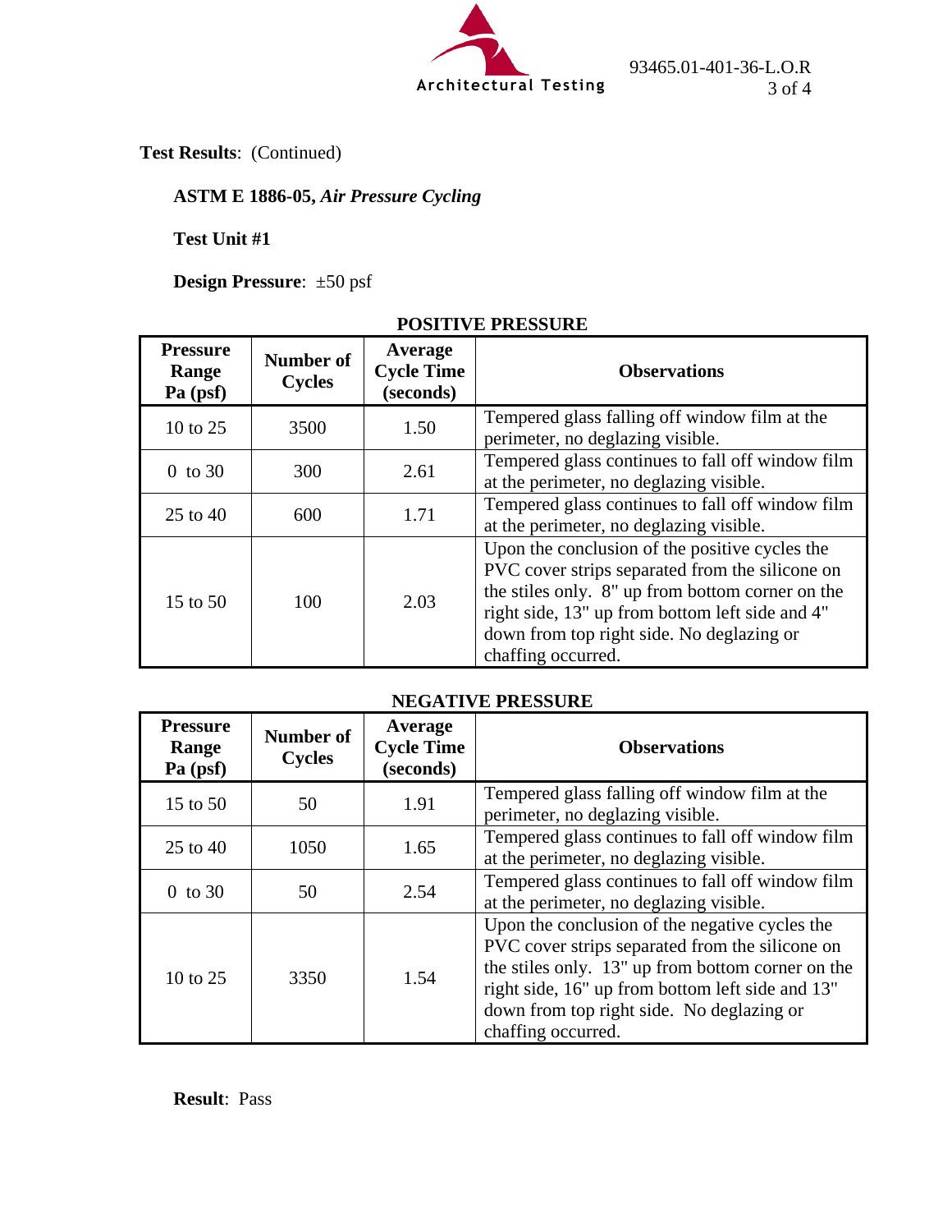**Test Results**: (Continued)

**ASTM E 1886-05, *Air Pressure Cycling***

**Test Unit #1**

**Design Pressure**: ±50 psf

**POSITIVE PRESSURE**

| Pressure Range Pa (psf) | Number of Cycles | Average Cycle Time (seconds) | Observations |
|---|---|---|---|
| 10 to 25 | 3500 | 1.50 | Tempered glass falling off window film at the perimeter, no deglazing visible. |
| 0 to 30 | 300 | 2.61 | Tempered glass continues to fall off window film at the perimeter, no deglazing visible. |
| 25 to 40 | 600 | 1.71 | Tempered glass continues to fall off window film at the perimeter, no deglazing visible. |
| 15 to 50 | 100 | 2.03 | Upon the conclusion of the positive cycles the PVC cover strips separated from the silicone on the stiles only. 8" up from bottom corner on the right side, 13" up from bottom left side and 4" down from top right side. No deglazing or chaffing occurred. |

**NEGATIVE PRESSURE**

| Pressure Range Pa (psf) | Number of Cycles | Average Cycle Time (seconds) | Observations |
|---|---|---|---|
| 15 to 50 | 50 | 1.91 | Tempered glass falling off window film at the perimeter, no deglazing visible. |
| 25 to 40 | 1050 | 1.65 | Tempered glass continues to fall off window film at the perimeter, no deglazing visible. |
| 0 to 30 | 50 | 2.54 | Tempered glass continues to fall off window film at the perimeter, no deglazing visible. |
| 10 to 25 | 3350 | 1.54 | Upon the conclusion of the negative cycles the PVC cover strips separated from the silicone on the stiles only. 13" up from bottom corner on the right side, 16" up from bottom left side and 13" down from top right side. No deglazing or chaffing occurred. |

**Result**: Pass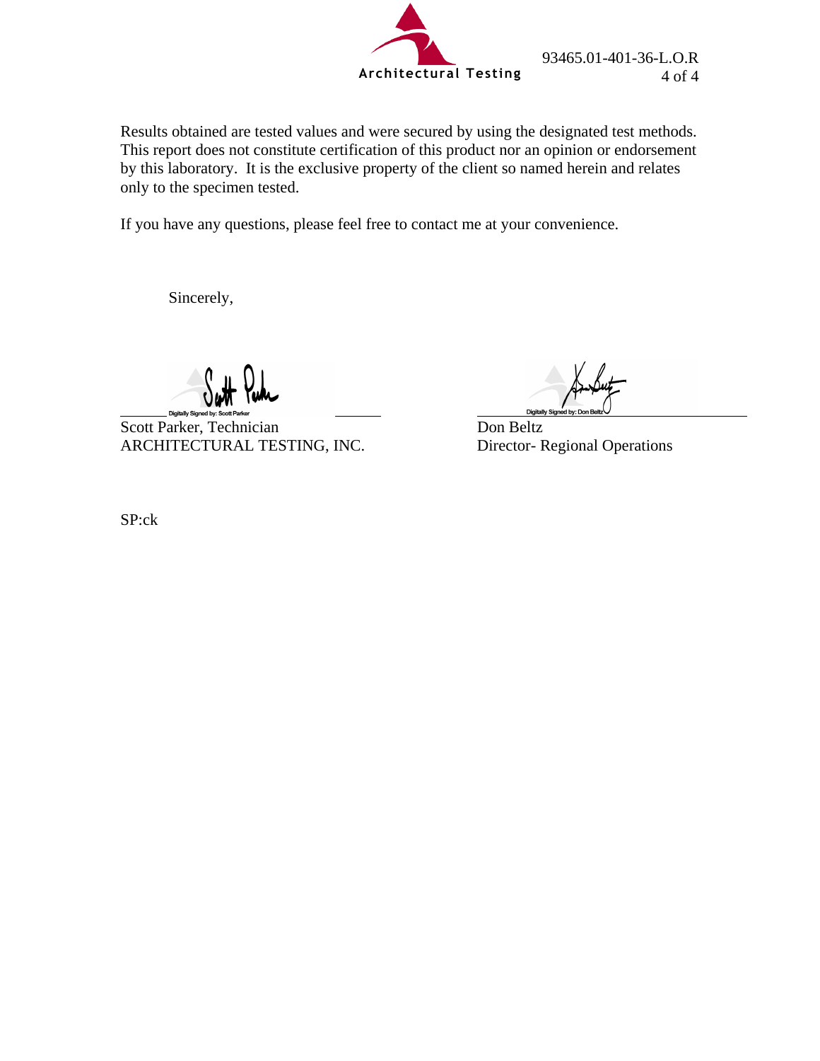Results obtained are tested values and were secured by using the designated test methods. This report does not constitute certification of this product nor an opinion or endorsement by this laboratory. It is the exclusive property of the client so named herein and relates only to the specimen tested.

If you have any questions, please feel free to contact me at your convenience.

Sincerely,

Digitally Signed by: Scott Parker

Scott Parker, Technician
ARCHITECTURAL TESTING, INC.

Digitally Signed by: Don Beltz

Don Beltz
Director- Regional Operations

SP:ck